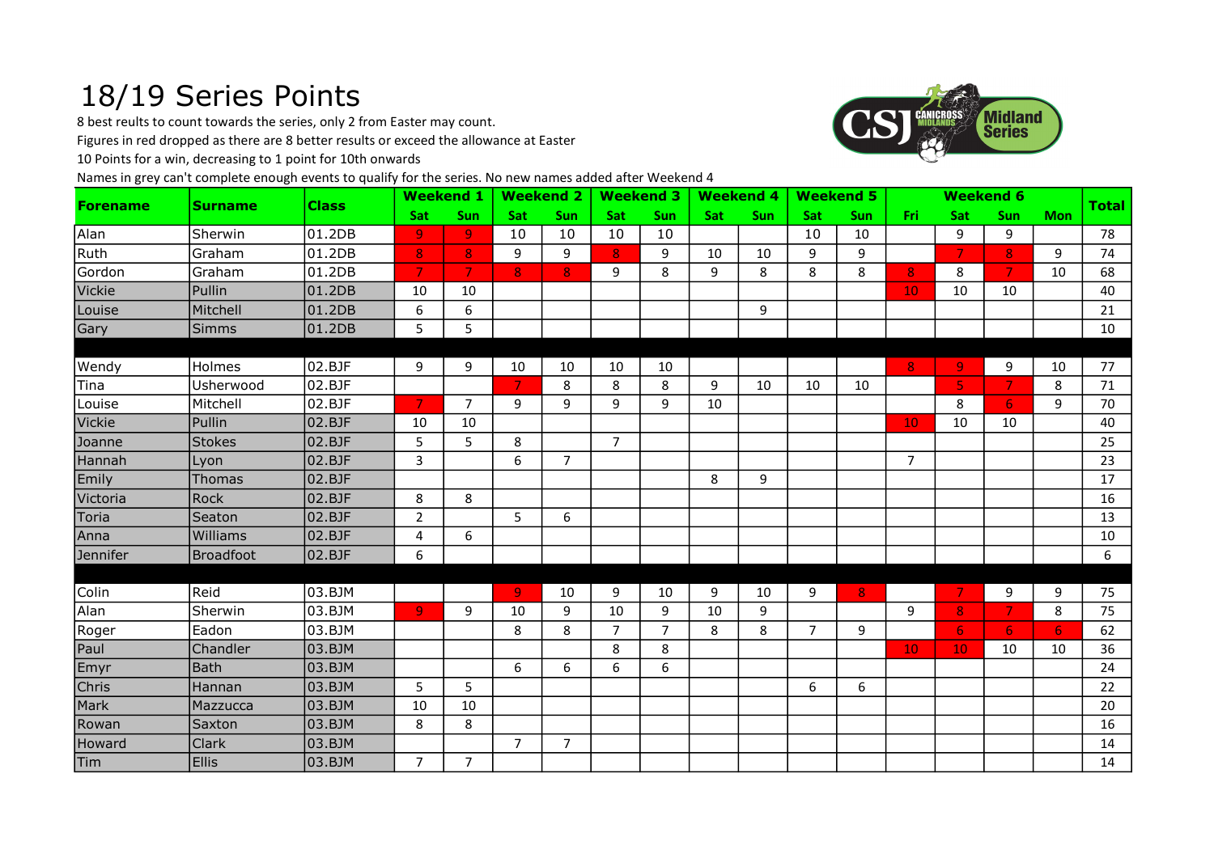# 18/19 Series Points

8 best reults to count towards the series, only 2 from Easter may count.

Figures in red dropped as there are 8 better results or exceed the allowance at Easter

10 Points for a win, decreasing to 1 point for 10th onwards

Names in grey can't complete enough events to qualify for the series. No new names added after Weekend 4

| Forename | Surname | Class | Weekend 1 | | Weekend 2 | | Weekend 3 | | Weekend 4 | | Weekend 5 | | Weekend 6 | | | | Total |
|---|---|---|---|---|---|---|---|---|---|---|---|---|---|---|---|---|---|
| | | | Sat | Sun | Sat | Sun | Sat | Sun | Sat | Sun | Sat | Sun | Fri | Sat | Sun | Mon | |
| Alan | Sherwin | 01.2DB | 9 | 9 | 10 | 10 | 10 | 10 | | | 10 | 10 | | 9 | 9 | | 78 |
| Ruth | Graham | 01.2DB | 8 | 8 | 9 | 9 | 8 | 9 | 10 | 10 | 9 | 9 | | 7 | 8 | 9 | 74 |
| Gordon | Graham | 01.2DB | 7 | 7 | 8 | 8 | 9 | 8 | 9 | 8 | 8 | 8 | 8 | 8 | 7 | 10 | 68 |
| Vickie | Pullin | 01.2DB | 10 | 10 | | | | | | | | | 10 | 10 | 10 | | 40 |
| Louise | Mitchell | 01.2DB | 6 | 6 | | | | | | 9 | | | | | | | 21 |
| Gary | Simms | 01.2DB | 5 | 5 | | | | | | | | | | | | | 10 |
| | | | | | | | | | | | | | | | | | |
| Wendy | Holmes | 02.BJF | 9 | 9 | 10 | 10 | 10 | 10 | | | | | 8 | 9 | 9 | 10 | 77 |
| Tina | Usherwood | 02.BJF | | | 7 | 8 | 8 | 8 | 9 | 10 | 10 | 10 | | 5 | 7 | 8 | 71 |
| Louise | Mitchell | 02.BJF | 7 | 7 | 9 | 9 | 9 | 9 | 10 | | | | | 8 | 6 | 9 | 70 |
| Vickie | Pullin | 02.BJF | 10 | 10 | | | | | | | | | 10 | 10 | 10 | | 40 |
| Joanne | Stokes | 02.BJF | 5 | 5 | 8 | | 7 | | | | | | | | | | 25 |
| Hannah | Lyon | 02.BJF | 3 | | 6 | 7 | | | | | | | 7 | | | | 23 |
| Emily | Thomas | 02.BJF | | | | | | | 8 | 9 | | | | | | | 17 |
| Victoria | Rock | 02.BJF | 8 | 8 | | | | | | | | | | | | | 16 |
| Toria | Seaton | 02.BJF | 2 | | 5 | 6 | | | | | | | | | | | 13 |
| Anna | Williams | 02.BJF | 4 | 6 | | | | | | | | | | | | | 10 |
| Jennifer | Broadfoot | 02.BJF | 6 | | | | | | | | | | | | | | 6 |
| | | | | | | | | | | | | | | | | | |
| Colin | Reid | 03.BJM | | | 9 | 10 | 9 | 10 | 9 | 10 | 9 | 8 | | 7 | 9 | 9 | 75 |
| Alan | Sherwin | 03.BJM | 9 | 9 | 10 | 9 | 10 | 9 | 10 | 9 | | | 9 | 8 | 7 | 8 | 75 |
| Roger | Eadon | 03.BJM | | | 8 | 8 | 7 | 7 | 8 | 8 | 7 | 9 | | 6 | 6 | 6 | 62 |
| Paul | Chandler | 03.BJM | | | | | 8 | 8 | | | | | 10 | 10 | 10 | 10 | 36 |
| Emyr | Bath | 03.BJM | | | 6 | 6 | 6 | 6 | | | | | | | | | 24 |
| Chris | Hannan | 03.BJM | 5 | 5 | | | | | | | 6 | 6 | | | | | 22 |
| Mark | Mazzucca | 03.BJM | 10 | 10 | | | | | | | | | | | | | 20 |
| Rowan | Saxton | 03.BJM | 8 | 8 | | | | | | | | | | | | | 16 |
| Howard | Clark | 03.BJM | | | 7 | 7 | | | | | | | | | | | 14 |
| Tim | Ellis | 03.BJM | 7 | 7 | | | | | | | | | | | | | 14 |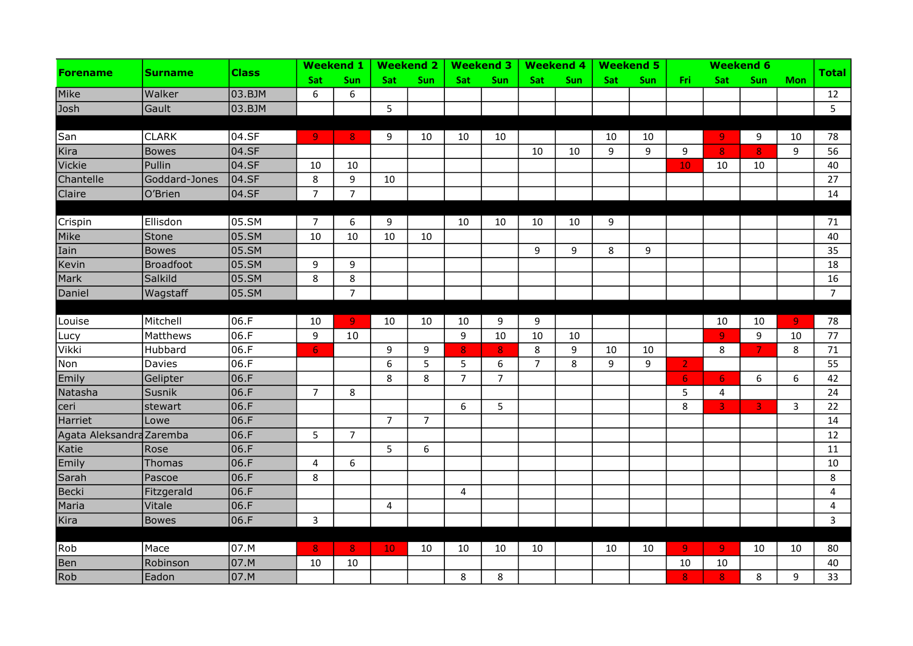| Forename | Surname | Class | Weekend 1 | | Weekend 2 | | Weekend 3 | | Weekend 4 | | Weekend 5 | | Weekend 6 | | | | Total |
|---|---|---|---|---|---|---|---|---|---|---|---|---|---|---|---|---|---|
| | | | Sat | Sun | Sat | Sun | Sat | Sun | Sat | Sun | Sat | Sun | Fri | Sat | Sun | Mon | |
| Mike | Walker | 03.BJM | 6 | 6 | | | | | | | | | | | | | 12 |
| Josh | Gault | 03.BJM | | | 5 | | | | | | | | | | | | 5 |
| | | | | | | | | | | | | | | | | | |
| San | CLARK | 04.SF | 9 | 8 | 9 | 10 | 10 | 10 | | | 10 | 10 | | 9 | 9 | 10 | 78 |
| Kira | Bowes | 04.SF | | | | | | | 10 | 10 | 9 | 9 | 9 | 8 | 8 | 9 | 56 |
| Vickie | Pullin | 04.SF | 10 | 10 | | | | | | | | | 10 | 10 | 10 | | 40 |
| Chantelle | Goddard-Jones | 04.SF | 8 | 9 | 10 | | | | | | | | | | | | 27 |
| Claire | O'Brien | 04.SF | 7 | 7 | | | | | | | | | | | | | 14 |
| | | | | | | | | | | | | | | | | | |
| Crispin | Ellisdon | 05.SM | 7 | 6 | 9 | | 10 | 10 | 10 | 10 | 9 | | | | | | 71 |
| Mike | Stone | 05.SM | 10 | 10 | 10 | 10 | | | | | | | | | | | 40 |
| Iain | Bowes | 05.SM | | | | | | | 9 | 9 | 8 | 9 | | | | | 35 |
| Kevin | Broadfoot | 05.SM | 9 | 9 | | | | | | | | | | | | | 18 |
| Mark | Salkild | 05.SM | 8 | 8 | | | | | | | | | | | | | 16 |
| Daniel | Wagstaff | 05.SM | | 7 | | | | | | | | | | | | | 7 |
| | | | | | | | | | | | | | | | | | |
| Louise | Mitchell | 06.F | 10 | 9 | 10 | 10 | 10 | 9 | 9 | | | | | 10 | 10 | 9 | 78 |
| Lucy | Matthews | 06.F | 9 | 10 | | | 9 | 10 | 10 | 10 | | | | 9 | 9 | 10 | 77 |
| Vikki | Hubbard | 06.F | 6 | | 9 | 9 | 8 | 8 | 8 | 9 | 10 | 10 | | 8 | 7 | 8 | 71 |
| Non | Davies | 06.F | | | 6 | 5 | 5 | 6 | 7 | 8 | 9 | 9 | 2 | | | | 55 |
| Emily | Gelipter | 06.F | | | 8 | 8 | 7 | 7 | | | | | 6 | 6 | 6 | 6 | 42 |
| Natasha | Susnik | 06.F | 7 | 8 | | | | | | | | | 5 | 4 | | | 24 |
| ceri | stewart | 06.F | | | | | 6 | 5 | | | | | 8 | 3 | 3 | 3 | 22 |
| Harriet | Lowe | 06.F | | | 7 | 7 | | | | | | | | | | | 14 |
| Agata Aleksandra | Zaremba | 06.F | 5 | 7 | | | | | | | | | | | | | 12 |
| Katie | Rose | 06.F | | | 5 | 6 | | | | | | | | | | | 11 |
| Emily | Thomas | 06.F | 4 | 6 | | | | | | | | | | | | | 10 |
| Sarah | Pascoe | 06.F | 8 | | | | | | | | | | | | | | 8 |
| Becki | Fitzgerald | 06.F | | | | | 4 | | | | | | | | | | 4 |
| Maria | Vitale | 06.F | | | 4 | | | | | | | | | | | | 4 |
| Kira | Bowes | 06.F | 3 | | | | | | | | | | | | | | 3 |
| | | | | | | | | | | | | | | | | | |
| Rob | Mace | 07.M | 8 | 8 | 10 | 10 | 10 | 10 | 10 | | 10 | 10 | 9 | 9 | 10 | 10 | 80 |
| Ben | Robinson | 07.M | 10 | 10 | | | | | | | | | 10 | 10 | | | 40 |
| Rob | Eadon | 07.M | | | | | 8 | 8 | | | | | 8 | 8 | 8 | 9 | 33 |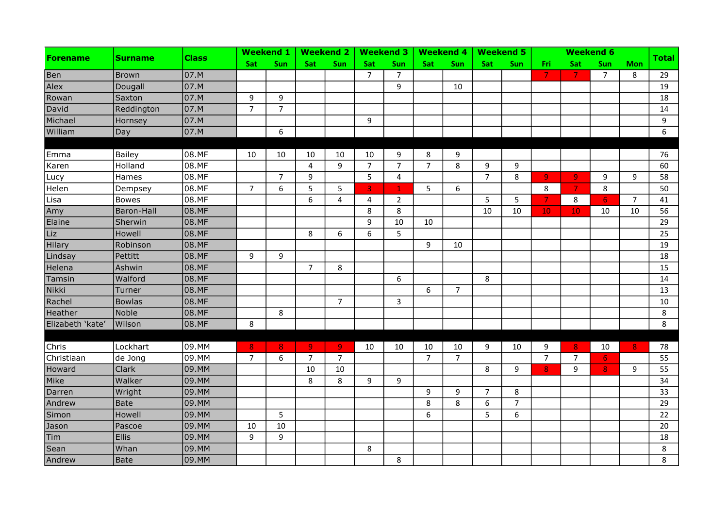| Forename | Surname | Class | Weekend 1 | | Weekend 2 | | Weekend 3 | | Weekend 4 | | Weekend 5 | | Weekend 6 | | | | Total |
|---|---|---|---|---|---|---|---|---|---|---|---|---|---|---|---|---|---|
| | | | Sat | Sun | Sat | Sun | Sat | Sun | Sat | Sun | Sat | Sun | Fri | Sat | Sun | Mon | |
| Ben | Brown | 07.M | | | | | 7 | 7 | | | | | 7 | 7 | 7 | 8 | 29 |
| Alex | Dougall | 07.M | | | | | | 9 | | 10 | | | | | | | 19 |
| Rowan | Saxton | 07.M | 9 | 9 | | | | | | | | | | | | | 18 |
| David | Reddington | 07.M | 7 | 7 | | | | | | | | | | | | | 14 |
| Michael | Hornsey | 07.M | | | | | 9 | | | | | | | | | | 9 |
| William | Day | 07.M | | 6 | | | | | | | | | | | | | 6 |
| | | | | | | | | | | | | | | | | | |
| Emma | Bailey | 08.MF | 10 | 10 | 10 | 10 | 10 | 9 | 8 | 9 | | | | | | | 76 |
| Karen | Holland | 08.MF | | | 4 | 9 | 7 | 7 | 7 | 8 | 9 | 9 | | | | | 60 |
| Lucy | Hames | 08.MF | | 7 | 9 | | 5 | 4 | | | 7 | 8 | 9 | 9 | 9 | 9 | 58 |
| Helen | Dempsey | 08.MF | 7 | 6 | 5 | 5 | 3 | 1 | 5 | 6 | | | 8 | 7 | 8 | | 50 |
| Lisa | Bowes | 08.MF | | | 6 | 4 | 4 | 2 | | | 5 | 5 | 7 | 8 | 6 | 7 | 41 |
| Amy | Baron-Hall | 08.MF | | | | | 8 | 8 | | | 10 | 10 | 10 | 10 | 10 | 10 | 56 |
| Elaine | Sherwin | 08.MF | | | | | 9 | 10 | 10 | | | | | | | | 29 |
| Liz | Howell | 08.MF | | | 8 | 6 | 6 | 5 | | | | | | | | | 25 |
| Hilary | Robinson | 08.MF | | | | | | | 9 | 10 | | | | | | | 19 |
| Lindsay | Pettitt | 08.MF | 9 | 9 | | | | | | | | | | | | | 18 |
| Helena | Ashwin | 08.MF | | | 7 | 8 | | | | | | | | | | | 15 |
| Tamsin | Walford | 08.MF | | | | | | 6 | | | 8 | | | | | | 14 |
| Nikki | Turner | 08.MF | | | | | | | 6 | 7 | | | | | | | 13 |
| Rachel | Bowlas | 08.MF | | | | 7 | | 3 | | | | | | | | | 10 |
| Heather | Noble | 08.MF | | 8 | | | | | | | | | | | | | 8 |
| Elizabeth 'kate' | Wilson | 08.MF | 8 | | | | | | | | | | | | | | 8 |
| | | | | | | | | | | | | | | | | | |
| Chris | Lockhart | 09.MM | 8 | 8 | 9 | 9 | 10 | 10 | 10 | 10 | 9 | 10 | 9 | 8 | 10 | 8 | 78 |
| Christiaan | de Jong | 09.MM | 7 | 6 | 7 | 7 | | | 7 | 7 | | | 7 | 7 | 6 | | 55 |
| Howard | Clark | 09.MM | | | 10 | 10 | | | | | 8 | 9 | 8 | 9 | 8 | 9 | 55 |
| Mike | Walker | 09.MM | | | 8 | 8 | 9 | 9 | | | | | | | | | 34 |
| Darren | Wright | 09.MM | | | | | | | 9 | 9 | 7 | 8 | | | | | 33 |
| Andrew | Bate | 09.MM | | | | | | | 8 | 8 | 6 | 7 | | | | | 29 |
| Simon | Howell | 09.MM | | 5 | | | | | 6 | | 5 | 6 | | | | | 22 |
| Jason | Pascoe | 09.MM | 10 | 10 | | | | | | | | | | | | | 20 |
| Tim | Ellis | 09.MM | 9 | 9 | | | | | | | | | | | | | 18 |
| Sean | Whan | 09.MM | | | | | 8 | | | | | | | | | | 8 |
| Andrew | Bate | 09.MM | | | | | | 8 | | | | | | | | | 8 |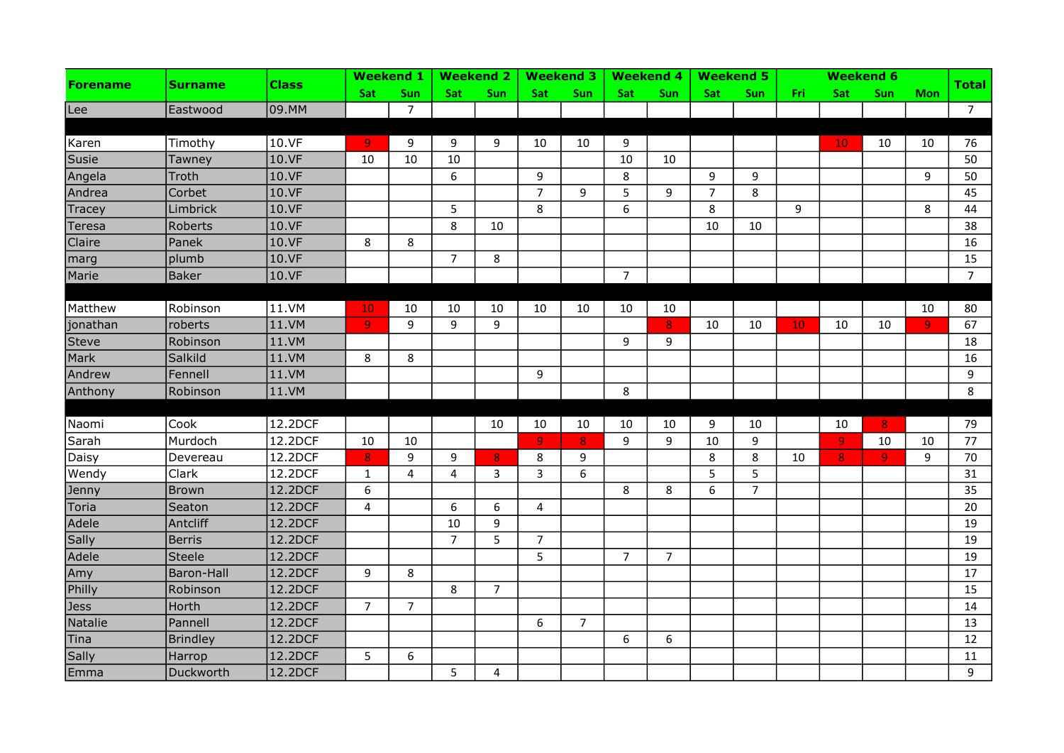| Forename | Surname | Class | Weekend 1 | | Weekend 2 | | Weekend 3 | | Weekend 4 | | Weekend 5 | | Weekend 6 | | | | Total |
|---|---|---|---|---|---|---|---|---|---|---|---|---|---|---|---|---|---|
| | | | Sat | Sun | Sat | Sun | Sat | Sun | Sat | Sun | Sat | Sun | Fri | Sat | Sun | Mon | |
| Lee | Eastwood | 09.MM | | 7 | | | | | | | | | | | | | 7 |
| | | | | | | | | | | | | | | | | | |
| Karen | Timothy | 10.VF | 9 | 9 | 9 | 9 | 10 | 10 | 9 | | | | | 10 | 10 | 10 | 76 |
| Susie | Tawney | 10.VF | 10 | 10 | 10 | | | | 10 | 10 | | | | | | | 50 |
| Angela | Troth | 10.VF | | | 6 | | 9 | | 8 | | 9 | 9 | | | | 9 | 50 |
| Andrea | Corbet | 10.VF | | | | | 7 | 9 | 5 | 9 | 7 | 8 | | | | | 45 |
| Tracey | Limbrick | 10.VF | | | 5 | | 8 | | 6 | | 8 | | 9 | | | 8 | 44 |
| Teresa | Roberts | 10.VF | | | 8 | 10 | | | | | 10 | 10 | | | | | 38 |
| Claire | Panek | 10.VF | 8 | 8 | | | | | | | | | | | | | 16 |
| marg | plumb | 10.VF | | | 7 | 8 | | | | | | | | | | | 15 |
| Marie | Baker | 10.VF | | | | | | | 7 | | | | | | | | 7 |
| | | | | | | | | | | | | | | | | | |
| Matthew | Robinson | 11.VM | 10 | 10 | 10 | 10 | 10 | 10 | 10 | 10 | | | | | | 10 | 80 |
| jonathan | roberts | 11.VM | 9 | 9 | 9 | 9 | | | | 8 | 10 | 10 | 10 | 10 | 10 | 9 | 67 |
| Steve | Robinson | 11.VM | | | | | | | 9 | 9 | | | | | | | 18 |
| Mark | Salkild | 11.VM | 8 | 8 | | | | | | | | | | | | | 16 |
| Andrew | Fennell | 11.VM | | | | | 9 | | | | | | | | | | 9 |
| Anthony | Robinson | 11.VM | | | | | | | 8 | | | | | | | | 8 |
| | | | | | | | | | | | | | | | | | |
| Naomi | Cook | 12.2DCF | | | | 10 | 10 | 10 | 10 | 10 | 9 | 10 | | 10 | 8 | | 79 |
| Sarah | Murdoch | 12.2DCF | 10 | 10 | | | 9 | 8 | 9 | 9 | 10 | 9 | | 9 | 10 | 10 | 77 |
| Daisy | Devereau | 12.2DCF | 8 | 9 | 9 | 8 | 8 | 9 | | | 8 | 8 | 10 | 8 | 9 | 9 | 70 |
| Wendy | Clark | 12.2DCF | 1 | 4 | 4 | 3 | 3 | 6 | | | 5 | 5 | | | | | 31 |
| Jenny | Brown | 12.2DCF | 6 | | | | | | 8 | 8 | 6 | 7 | | | | | 35 |
| Toria | Seaton | 12.2DCF | 4 | | 6 | 6 | 4 | | | | | | | | | | 20 |
| Adele | Antcliff | 12.2DCF | | | 10 | 9 | | | | | | | | | | | 19 |
| Sally | Berris | 12.2DCF | | | 7 | 5 | 7 | | | | | | | | | | 19 |
| Adele | Steele | 12.2DCF | | | | | 5 | | 7 | 7 | | | | | | | 19 |
| Amy | Baron-Hall | 12.2DCF | 9 | 8 | | | | | | | | | | | | | 17 |
| Philly | Robinson | 12.2DCF | | | 8 | 7 | | | | | | | | | | | 15 |
| Jess | Horth | 12.2DCF | 7 | 7 | | | | | | | | | | | | | 14 |
| Natalie | Pannell | 12.2DCF | | | | | 6 | 7 | | | | | | | | | 13 |
| Tina | Brindley | 12.2DCF | | | | | | | 6 | 6 | | | | | | | 12 |
| Sally | Harrop | 12.2DCF | 5 | 6 | | | | | | | | | | | | | 11 |
| Emma | Duckworth | 12.2DCF | | | 5 | 4 | | | | | | | | | | | 9 |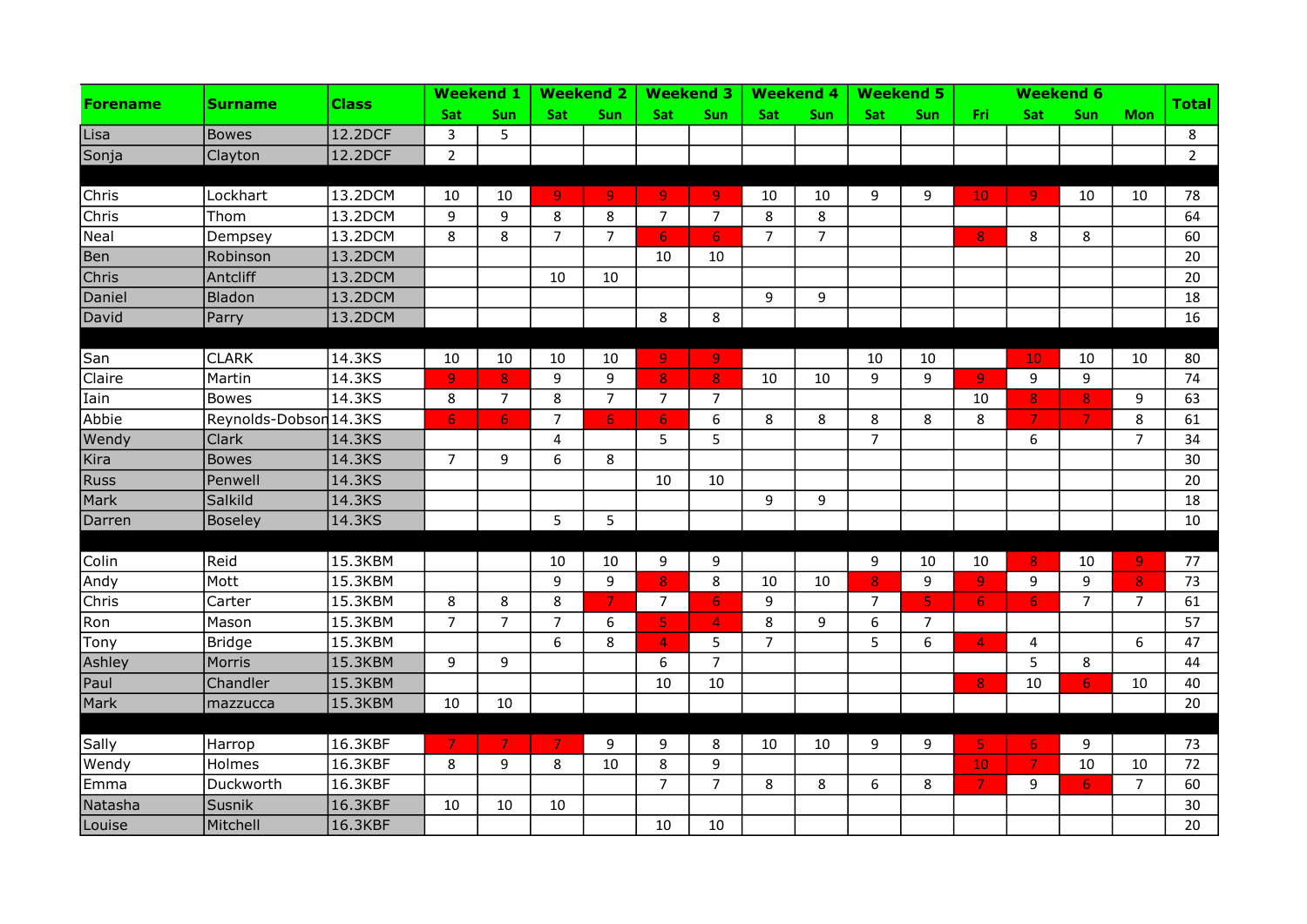| Forename | Surname | Class | Weekend 1 | | Weekend 2 | | Weekend 3 | | Weekend 4 | | Weekend 5 | | Weekend 6 | | | | Total |
|---|---|---|---|---|---|---|---|---|---|---|---|---|---|---|---|---|---|
| | | | Sat | Sun | Sat | Sun | Sat | Sun | Sat | Sun | Sat | Sun | Fri | Sat | Sun | Mon | |
| Lisa | Bowes | 12.2DCF | 3 | 5 | | | | | | | | | | | | | 8 |
| Sonja | Clayton | 12.2DCF | 2 | | | | | | | | | | | | | | 2 |
| | | | | | | | | | | | | | | | | | |
| Chris | Lockhart | 13.2DCM | 10 | 10 | 9 | 9 | 9 | 9 | 10 | 10 | 9 | 9 | 10 | 9 | 10 | 10 | 78 |
| Chris | Thom | 13.2DCM | 9 | 9 | 8 | 8 | 7 | 7 | 8 | 8 | | | | | | | 64 |
| Neal | Dempsey | 13.2DCM | 8 | 8 | 7 | 7 | 6 | 6 | 7 | 7 | | | 8 | 8 | 8 | | 60 |
| Ben | Robinson | 13.2DCM | | | | | 10 | 10 | | | | | | | | | 20 |
| Chris | Antcliff | 13.2DCM | | | 10 | 10 | | | | | | | | | | | 20 |
| Daniel | Bladon | 13.2DCM | | | | | | | 9 | 9 | | | | | | | 18 |
| David | Parry | 13.2DCM | | | | | 8 | 8 | | | | | | | | | 16 |
| | | | | | | | | | | | | | | | | | |
| San | CLARK | 14.3KS | 10 | 10 | 10 | 10 | 9 | 9 | | | 10 | 10 | | 10 | 10 | 10 | 80 |
| Claire | Martin | 14.3KS | 9 | 8 | 9 | 9 | 8 | 8 | 10 | 10 | 9 | 9 | 9 | 9 | 9 | | 74 |
| Iain | Bowes | 14.3KS | 8 | 7 | 8 | 7 | 7 | 7 | | | | | 10 | 8 | 8 | 9 | 63 |
| Abbie | Reynolds-Dobson | 14.3KS | 6 | 6 | 7 | 6 | 6 | 6 | 8 | 8 | 8 | 8 | 8 | 7 | 7 | 8 | 61 |
| Wendy | Clark | 14.3KS | | | 4 | | 5 | 5 | | | 7 | | | 6 | | 7 | 34 |
| Kira | Bowes | 14.3KS | 7 | 9 | 6 | 8 | | | | | | | | | | | 30 |
| Russ | Penwell | 14.3KS | | | | | 10 | 10 | | | | | | | | | 20 |
| Mark | Salkild | 14.3KS | | | | | | | 9 | 9 | | | | | | | 18 |
| Darren | Boseley | 14.3KS | | | 5 | 5 | | | | | | | | | | | 10 |
| | | | | | | | | | | | | | | | | | |
| Colin | Reid | 15.3KBM | | | 10 | 10 | 9 | 9 | | | 9 | 10 | 10 | 8 | 10 | 9 | 77 |
| Andy | Mott | 15.3KBM | | | 9 | 9 | 8 | 8 | 10 | 10 | 8 | 9 | 9 | 9 | 9 | 8 | 73 |
| Chris | Carter | 15.3KBM | 8 | 8 | 8 | 7 | 7 | 6 | 9 | | 7 | 5 | 6 | 6 | 7 | 7 | 61 |
| Ron | Mason | 15.3KBM | 7 | 7 | 7 | 6 | 5 | 4 | 8 | 9 | 6 | 7 | | | | | 57 |
| Tony | Bridge | 15.3KBM | | | 6 | 8 | 4 | 5 | 7 | | 5 | 6 | 4 | 4 | | 6 | 47 |
| Ashley | Morris | 15.3KBM | 9 | 9 | | | 6 | 7 | | | | | | 5 | 8 | | 44 |
| Paul | Chandler | 15.3KBM | | | | | 10 | 10 | | | | | 8 | 10 | 6 | 10 | 40 |
| Mark | mazzucca | 15.3KBM | 10 | 10 | | | | | | | | | | | | | 20 |
| | | | | | | | | | | | | | | | | | |
| Sally | Harrop | 16.3KBF | 7 | 7 | 7 | 9 | 9 | 8 | 10 | 10 | 9 | 9 | 5 | 6 | 9 | | 73 |
| Wendy | Holmes | 16.3KBF | 8 | 9 | 8 | 10 | 8 | 9 | | | | | 10 | 7 | 10 | 10 | 72 |
| Emma | Duckworth | 16.3KBF | | | | | 7 | 7 | 8 | 8 | 6 | 8 | 7 | 9 | 6 | 7 | 60 |
| Natasha | Susnik | 16.3KBF | 10 | 10 | 10 | | | | | | | | | | | | 30 |
| Louise | Mitchell | 16.3KBF | | | | | 10 | 10 | | | | | | | | | 20 |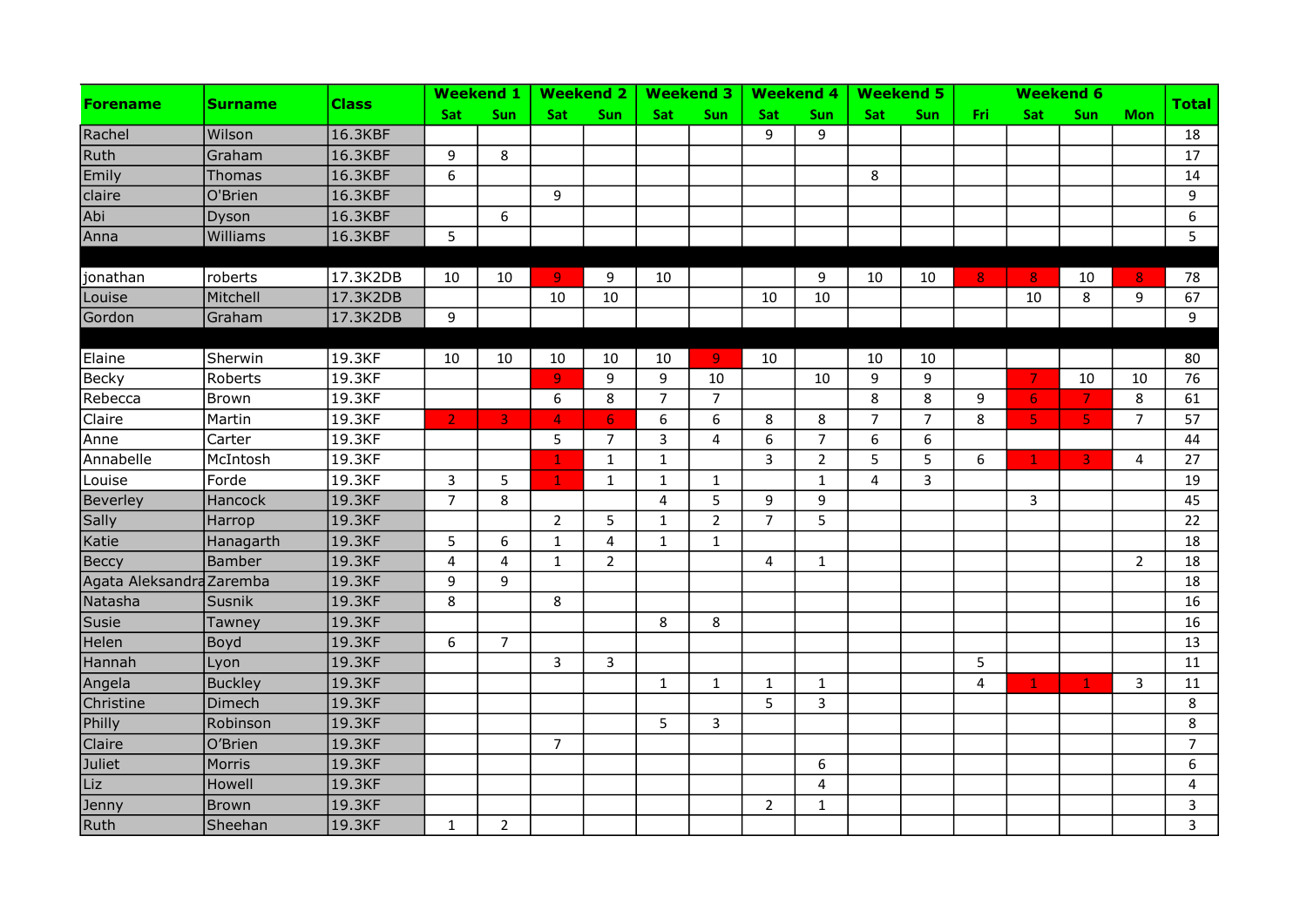| Forename | Surname | Class | Weekend 1 | | Weekend 2 | | Weekend 3 | | Weekend 4 | | Weekend 5 | | Weekend 6 | | | | Total |
|---|---|---|---|---|---|---|---|---|---|---|---|---|---|---|---|---|---|
| | | | Sat | Sun | Sat | Sun | Sat | Sun | Sat | Sun | Sat | Sun | Fri | Sat | Sun | Mon | |
| Rachel | Wilson | 16.3KBF | | | | | | | 9 | 9 | | | | | | | 18 |
| Ruth | Graham | 16.3KBF | 9 | 8 | | | | | | | | | | | | | 17 |
| Emily | Thomas | 16.3KBF | 6 | | | | | | | | 8 | | | | | | 14 |
| claire | O'Brien | 16.3KBF | | | 9 | | | | | | | | | | | | 9 |
| Abi | Dyson | 16.3KBF | | 6 | | | | | | | | | | | | | 6 |
| Anna | Williams | 16.3KBF | 5 | | | | | | | | | | | | | | 5 |
| | | | | | | | | | | | | | | | | | |
| jonathan | roberts | 17.3K2DB | 10 | 10 | 9 | 9 | 10 | | | 9 | 10 | 10 | 8 | 8 | 10 | 8 | 78 |
| Louise | Mitchell | 17.3K2DB | | | 10 | 10 | | | 10 | 10 | | | | 10 | 8 | 9 | 67 |
| Gordon | Graham | 17.3K2DB | 9 | | | | | | | | | | | | | | 9 |
| | | | | | | | | | | | | | | | | | |
| Elaine | Sherwin | 19.3KF | 10 | 10 | 10 | 10 | 10 | 9 | 10 | | 10 | 10 | | | | | 80 |
| Becky | Roberts | 19.3KF | | | 9 | 9 | 9 | 10 | | 10 | 9 | 9 | | 7 | 10 | 10 | 76 |
| Rebecca | Brown | 19.3KF | | | 6 | 8 | 7 | 7 | | | 8 | 8 | 9 | 6 | 7 | 8 | 61 |
| Claire | Martin | 19.3KF | 2 | 3 | 4 | 6 | 6 | 6 | 8 | 8 | 7 | 7 | 8 | 5 | 5 | 7 | 57 |
| Anne | Carter | 19.3KF | | | 5 | 7 | 3 | 4 | 6 | 7 | 6 | 6 | | | | | 44 |
| Annabelle | McIntosh | 19.3KF | | | 1 | 1 | 1 | | 3 | 2 | 5 | 5 | 6 | 1 | 3 | 4 | 27 |
| Louise | Forde | 19.3KF | 3 | 5 | 1 | 1 | 1 | 1 | | 1 | 4 | 3 | | | | | 19 |
| Beverley | Hancock | 19.3KF | 7 | 8 | | | 4 | 5 | 9 | 9 | | | | 3 | | | 45 |
| Sally | Harrop | 19.3KF | | | 2 | 5 | 1 | 2 | 7 | 5 | | | | | | | 22 |
| Katie | Hanagarth | 19.3KF | 5 | 6 | 1 | 4 | 1 | 1 | | | | | | | | | 18 |
| Beccy | Bamber | 19.3KF | 4 | 4 | 1 | 2 | | | 4 | 1 | | | | | | 2 | 18 |
| Agata Aleksandra | Zaremba | 19.3KF | 9 | 9 | | | | | | | | | | | | | 18 |
| Natasha | Susnik | 19.3KF | 8 | | 8 | | | | | | | | | | | | 16 |
| Susie | Tawney | 19.3KF | | | | | 8 | 8 | | | | | | | | | 16 |
| Helen | Boyd | 19.3KF | 6 | 7 | | | | | | | | | | | | | 13 |
| Hannah | Lyon | 19.3KF | | | 3 | 3 | | | | | | | 5 | | | | 11 |
| Angela | Buckley | 19.3KF | | | | | 1 | 1 | 1 | 1 | | | 4 | 1 | 1 | 3 | 11 |
| Christine | Dimech | 19.3KF | | | | | | | 5 | 3 | | | | | | | 8 |
| Philly | Robinson | 19.3KF | | | | | 5 | 3 | | | | | | | | | 8 |
| Claire | O'Brien | 19.3KF | | | 7 | | | | | | | | | | | | 7 |
| Juliet | Morris | 19.3KF | | | | | | | | 6 | | | | | | | 6 |
| Liz | Howell | 19.3KF | | | | | | | | 4 | | | | | | | 4 |
| Jenny | Brown | 19.3KF | | | | | | | 2 | 1 | | | | | | | 3 |
| Ruth | Sheehan | 19.3KF | 1 | 2 | | | | | | | | | | | | | 3 |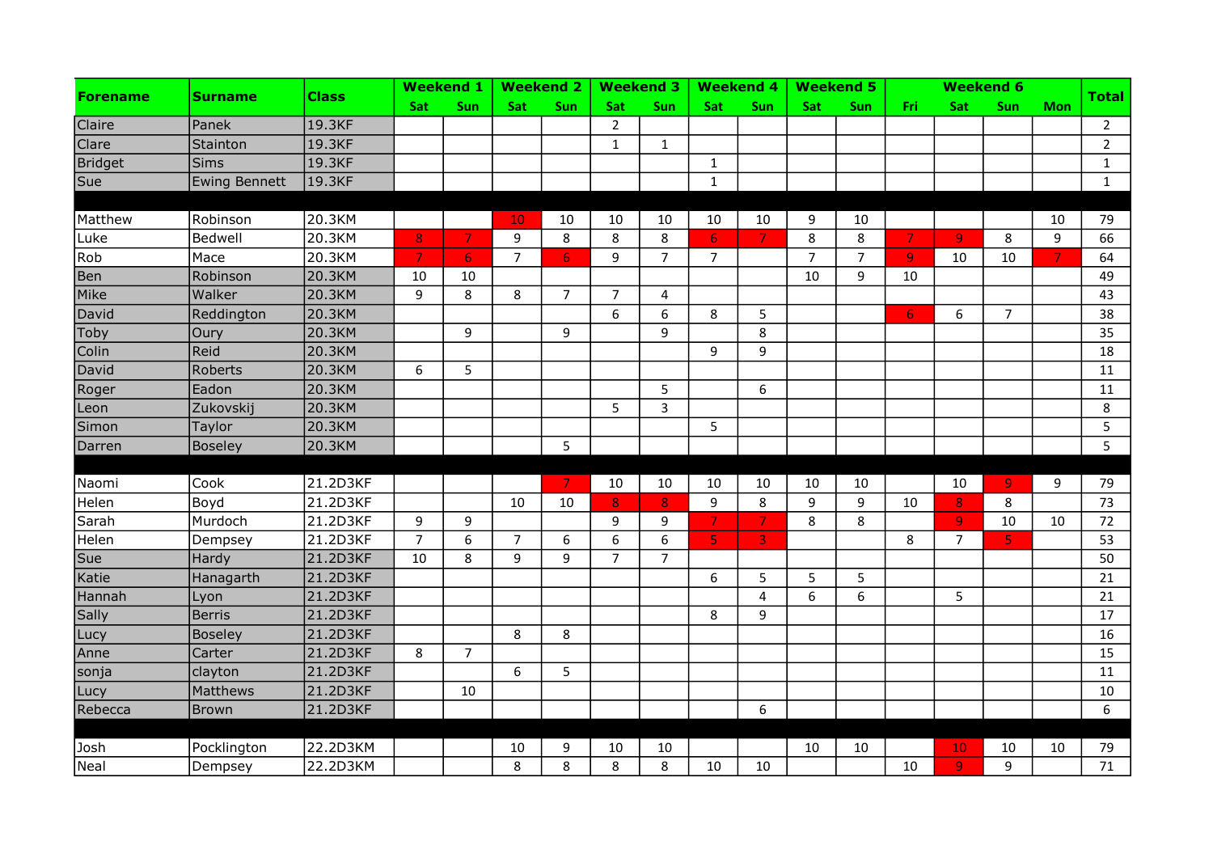| Forename | Surname | Class | Weekend 1 | | Weekend 2 | | Weekend 3 | | Weekend 4 | | Weekend 5 | | Weekend 6 | | | | Total |
|---|---|---|---|---|---|---|---|---|---|---|---|---|---|---|---|---|---|
| | | | Sat | Sun | Sat | Sun | Sat | Sun | Sat | Sun | Sat | Sun | Fri | Sat | Sun | Mon | |
| Claire | Panek | 19.3KF | | | | | 2 | | | | | | | | | | 2 |
| Clare | Stainton | 19.3KF | | | | | 1 | 1 | | | | | | | | | 2 |
| Bridget | Sims | 19.3KF | | | | | | | 1 | | | | | | | | 1 |
| Sue | Ewing Bennett | 19.3KF | | | | | | | 1 | | | | | | | | 1 |
| | | | | | | | | | | | | | | | | | |
| Matthew | Robinson | 20.3KM | | | 10 | 10 | 10 | 10 | 10 | 10 | 9 | 10 | | | | 10 | 79 |
| Luke | Bedwell | 20.3KM | 8 | 7 | 9 | 8 | 8 | 8 | 6 | 7 | 8 | 8 | 7 | 9 | 8 | 9 | 66 |
| Rob | Mace | 20.3KM | 7 | 6 | 7 | 6 | 9 | 7 | 7 | | 7 | 7 | 9 | 10 | 10 | 7 | 64 |
| Ben | Robinson | 20.3KM | 10 | 10 | | | | | | | 10 | 9 | 10 | | | | 49 |
| Mike | Walker | 20.3KM | 9 | 8 | 8 | 7 | 7 | 4 | | | | | | | | | 43 |
| David | Reddington | 20.3KM | | | | | 6 | 6 | 8 | 5 | | | 6 | 6 | 7 | | 38 |
| Toby | Oury | 20.3KM | | 9 | | 9 | | 9 | | 8 | | | | | | | 35 |
| Colin | Reid | 20.3KM | | | | | | | 9 | 9 | | | | | | | 18 |
| David | Roberts | 20.3KM | 6 | 5 | | | | | | | | | | | | | 11 |
| Roger | Eadon | 20.3KM | | | | | | 5 | | 6 | | | | | | | 11 |
| Leon | Zukovskij | 20.3KM | | | | | 5 | 3 | | | | | | | | | 8 |
| Simon | Taylor | 20.3KM | | | | | | | 5 | | | | | | | | 5 |
| Darren | Boseley | 20.3KM | | | | 5 | | | | | | | | | | | 5 |
| | | | | | | | | | | | | | | | | | |
| Naomi | Cook | 21.2D3KF | | | | 7 | 10 | 10 | 10 | 10 | 10 | 10 | | 10 | 9 | 9 | 79 |
| Helen | Boyd | 21.2D3KF | | | 10 | 10 | 8 | 8 | 9 | 8 | 9 | 9 | 10 | 8 | 8 | | 73 |
| Sarah | Murdoch | 21.2D3KF | 9 | 9 | | | 9 | 9 | 7 | 7 | 8 | 8 | | 9 | 10 | 10 | 72 |
| Helen | Dempsey | 21.2D3KF | 7 | 6 | 7 | 6 | 6 | 6 | 5 | 3 | | | 8 | 7 | 5 | | 53 |
| Sue | Hardy | 21.2D3KF | 10 | 8 | 9 | 9 | 7 | 7 | | | | | | | | | 50 |
| Katie | Hanagarth | 21.2D3KF | | | | | | | 6 | 5 | 5 | 5 | | | | | 21 |
| Hannah | Lyon | 21.2D3KF | | | | | | | | 4 | 6 | 6 | | 5 | | | 21 |
| Sally | Berris | 21.2D3KF | | | | | | | 8 | 9 | | | | | | | 17 |
| Lucy | Boseley | 21.2D3KF | | | 8 | 8 | | | | | | | | | | | 16 |
| Anne | Carter | 21.2D3KF | 8 | 7 | | | | | | | | | | | | | 15 |
| sonja | clayton | 21.2D3KF | | | 6 | 5 | | | | | | | | | | | 11 |
| Lucy | Matthews | 21.2D3KF | | 10 | | | | | | | | | | | | | 10 |
| Rebecca | Brown | 21.2D3KF | | | | | | | | 6 | | | | | | | 6 |
| | | | | | | | | | | | | | | | | | |
| Josh | Pocklington | 22.2D3KM | | | 10 | 9 | 10 | 10 | | | 10 | 10 | | 10 | 10 | 10 | 79 |
| Neal | Dempsey | 22.2D3KM | | | 8 | 8 | 8 | 8 | 10 | 10 | | | 10 | 9 | 9 | | 71 |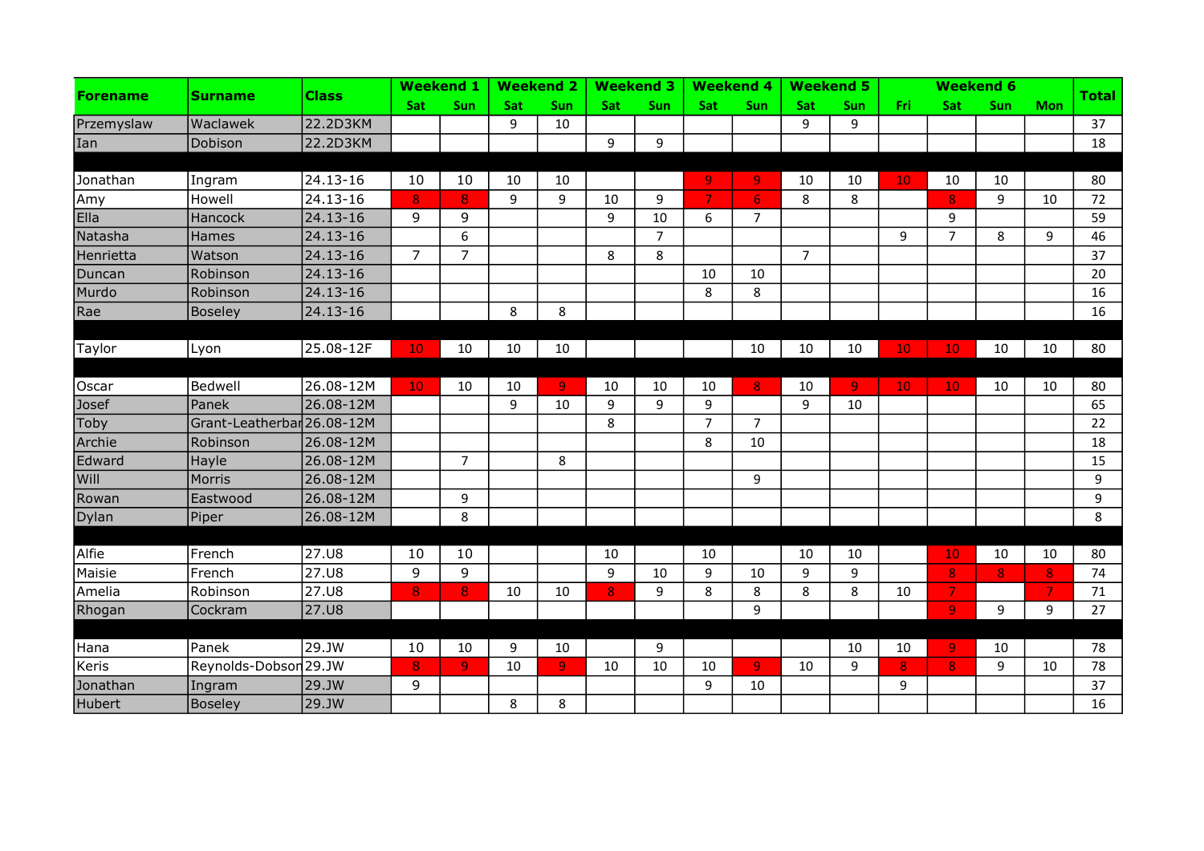| Forename | Surname | Class | Weekend 1 | | Weekend 2 | | Weekend 3 | | Weekend 4 | | Weekend 5 | | Weekend 6 | | | | Total |
|---|---|---|---|---|---|---|---|---|---|---|---|---|---|---|---|---|---|
| | | | Sat | Sun | Sat | Sun | Sat | Sun | Sat | Sun | Sat | Sun | Fri | Sat | Sun | Mon | |
| Przemyslaw | Waclawek | 22.2D3KM | | | 9 | 10 | | | | | 9 | 9 | | | | | 37 |
| Ian | Dobison | 22.2D3KM | | | | | 9 | 9 | | | | | | | | | 18 |
| | | | | | | | | | | | | | | | | | |
| Jonathan | Ingram | 24.13-16 | 10 | 10 | 10 | 10 | | | 9 | 9 | 10 | 10 | 10 | 10 | 10 | | 80 |
| Amy | Howell | 24.13-16 | 8 | 8 | 9 | 9 | 10 | 9 | 7 | 6 | 8 | 8 | | 8 | 9 | 10 | 72 |
| Ella | Hancock | 24.13-16 | 9 | 9 | | | 9 | 10 | 6 | 7 | | | | 9 | | | 59 |
| Natasha | Hames | 24.13-16 | | 6 | | | | 7 | | | | | 9 | 7 | 8 | 9 | 46 |
| Henrietta | Watson | 24.13-16 | 7 | 7 | | | 8 | 8 | | | 7 | | | | | | 37 |
| Duncan | Robinson | 24.13-16 | | | | | | | 10 | 10 | | | | | | | 20 |
| Murdo | Robinson | 24.13-16 | | | | | | | 8 | 8 | | | | | | | 16 |
| Rae | Boseley | 24.13-16 | | | 8 | 8 | | | | | | | | | | | 16 |
| | | | | | | | | | | | | | | | | | |
| Taylor | Lyon | 25.08-12F | 10 | 10 | 10 | 10 | | | | 10 | 10 | 10 | 10 | 10 | 10 | 10 | 80 |
| | | | | | | | | | | | | | | | | | |
| Oscar | Bedwell | 26.08-12M | 10 | 10 | 10 | 9 | 10 | 10 | 10 | 8 | 10 | 9 | 10 | 10 | 10 | 10 | 80 |
| Josef | Panek | 26.08-12M | | | 9 | 10 | 9 | 9 | 9 | | 9 | 10 | | | | | 65 |
| Toby | Grant-Leatherbar | 26.08-12M | | | | | 8 | | 7 | 7 | | | | | | | 22 |
| Archie | Robinson | 26.08-12M | | | | | | | 8 | 10 | | | | | | | 18 |
| Edward | Hayle | 26.08-12M | | 7 | | 8 | | | | | | | | | | | 15 |
| Will | Morris | 26.08-12M | | | | | | | | 9 | | | | | | | 9 |
| Rowan | Eastwood | 26.08-12M | | 9 | | | | | | | | | | | | | 9 |
| Dylan | Piper | 26.08-12M | | 8 | | | | | | | | | | | | | 8 |
| | | | | | | | | | | | | | | | | | |
| Alfie | French | 27.U8 | 10 | 10 | | | 10 | | 10 | | 10 | 10 | | 10 | 10 | 10 | 80 |
| Maisie | French | 27.U8 | 9 | 9 | | | 9 | 10 | 9 | 10 | 9 | 9 | | 8 | 8 | 8 | 74 |
| Amelia | Robinson | 27.U8 | 8 | 8 | 10 | 10 | 8 | 9 | 8 | 8 | 8 | 8 | 10 | 7 | | 7 | 71 |
| Rhogan | Cockram | 27.U8 | | | | | | | | 9 | | | | 9 | 9 | 9 | 27 |
| | | | | | | | | | | | | | | | | | |
| Hana | Panek | 29.JW | 10 | 10 | 9 | 10 | | 9 | | | | 10 | 10 | 9 | 10 | | 78 |
| Keris | Reynolds-Dobson | 29.JW | 8 | 9 | 10 | 9 | 10 | 10 | 10 | 9 | 10 | 9 | 8 | 8 | 9 | 10 | 78 |
| Jonathan | Ingram | 29.JW | 9 | | | | | | 9 | 10 | | | 9 | | | | 37 |
| Hubert | Boseley | 29.JW | | | 8 | 8 | | | | | | | | | | | 16 |